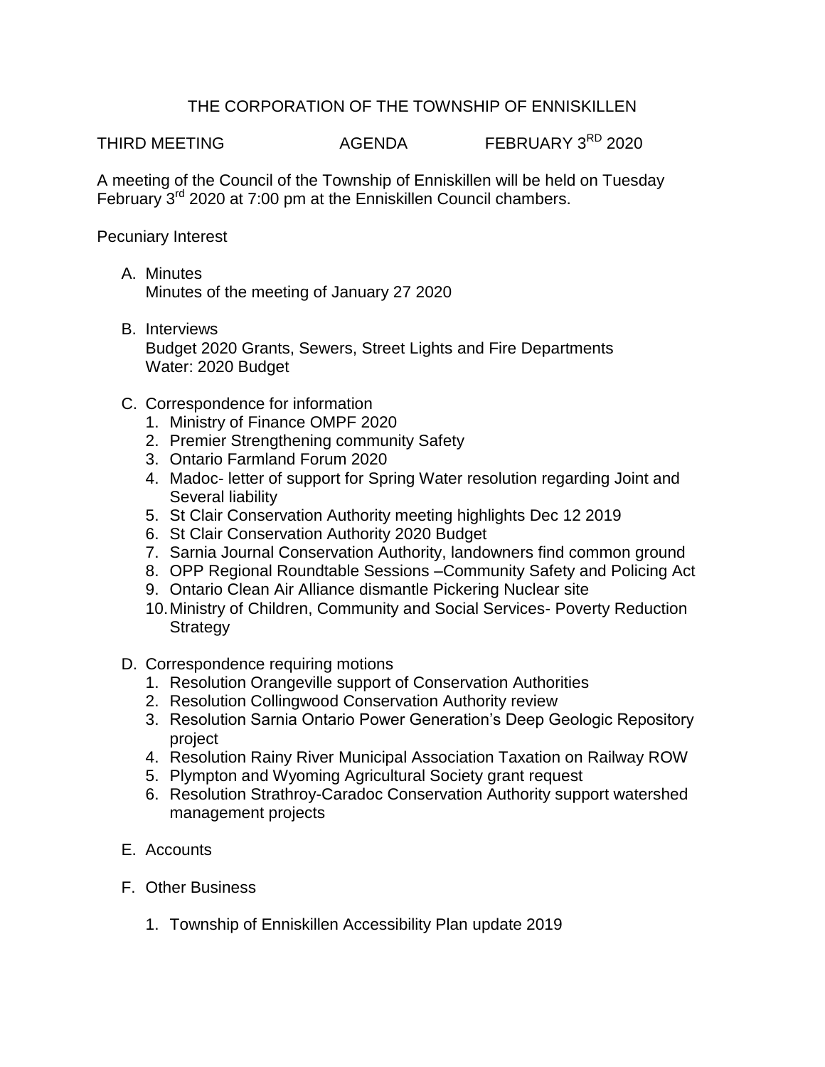# THE CORPORATION OF THE TOWNSHIP OF ENNISKILLEN

THIRD MEETING AGENDA FEBRUARY 3RD 2020

A meeting of the Council of the Township of Enniskillen will be held on Tuesday February 3rd 2020 at 7:00 pm at the Enniskillen Council chambers.

Pecuniary Interest

A. Minutes
   Minutes of the meeting of January 27 2020

B. Interviews
   Budget 2020 Grants, Sewers, Street Lights and Fire Departments
   Water: 2020 Budget

C. Correspondence for information
   1. Ministry of Finance OMPF 2020
   2. Premier Strengthening community Safety
   3. Ontario Farmland Forum 2020
   4. Madoc- letter of support for Spring Water resolution regarding Joint and Several liability
   5. St Clair Conservation Authority meeting highlights Dec 12 2019
   6. St Clair Conservation Authority 2020 Budget
   7. Sarnia Journal Conservation Authority, landowners find common ground
   8. OPP Regional Roundtable Sessions –Community Safety and Policing Act
   9. Ontario Clean Air Alliance dismantle Pickering Nuclear site
   10. Ministry of Children, Community and Social Services- Poverty Reduction Strategy

D. Correspondence requiring motions
   1. Resolution Orangeville support of Conservation Authorities
   2. Resolution Collingwood Conservation Authority review
   3. Resolution Sarnia Ontario Power Generation's Deep Geologic Repository project
   4. Resolution Rainy River Municipal Association Taxation on Railway ROW
   5. Plympton and Wyoming Agricultural Society grant request
   6. Resolution Strathroy-Caradoc Conservation Authority support watershed management projects

E. Accounts

F. Other Business

   1. Township of Enniskillen Accessibility Plan update 2019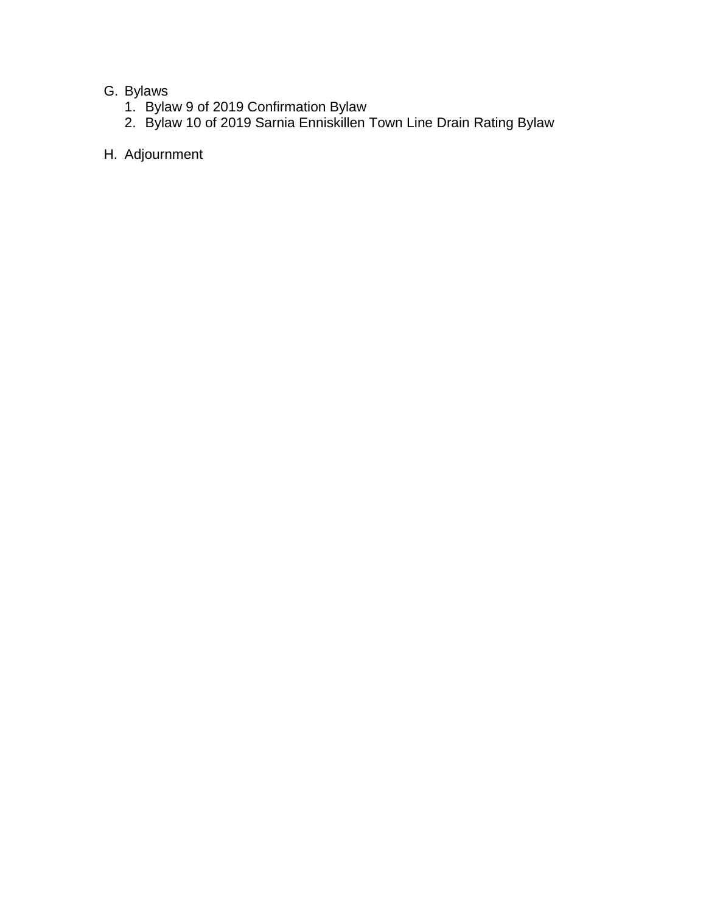G. Bylaws
   1. Bylaw 9 of 2019 Confirmation Bylaw
   2. Bylaw 10 of 2019 Sarnia Enniskillen Town Line Drain Rating Bylaw

H. Adjournment